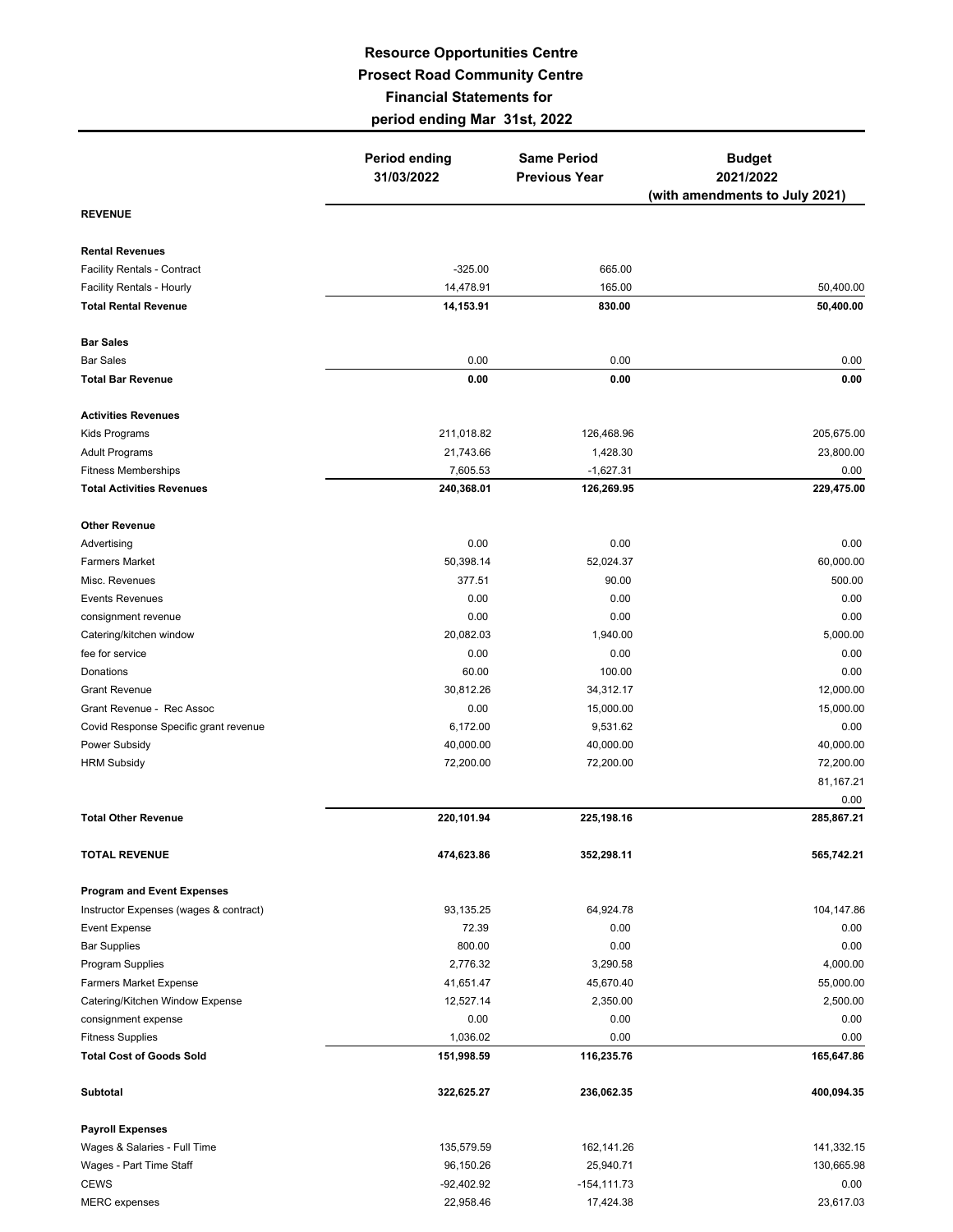# Resource Opportunities Centre
## Prosect Road Community Centre
## Financial Statements for
## period ending Mar 31st, 2022

| | Period ending 31/03/2022 | Same Period Previous Year | Budget 2021/2022 (with amendments to July 2021) |
|---|---|---|---|
| **REVENUE** | | | |
| **Rental Revenues** | | | |
| Facility Rentals - Contract | -325.00 | 665.00 | |
| Facility Rentals - Hourly | 14,478.91 | 165.00 | 50,400.00 |
| **Total Rental Revenue** | **14,153.91** | **830.00** | **50,400.00** |
| **Bar Sales** | | | |
| Bar Sales | 0.00 | 0.00 | 0.00 |
| **Total Bar Revenue** | **0.00** | **0.00** | **0.00** |
| **Activities Revenues** | | | |
| Kids Programs | 211,018.82 | 126,468.96 | 205,675.00 |
| Adult Programs | 21,743.66 | 1,428.30 | 23,800.00 |
| Fitness Memberships | 7,605.53 | -1,627.31 | 0.00 |
| **Total Activities Revenues** | **240,368.01** | **126,269.95** | **229,475.00** |
| **Other Revenue** | | | |
| Advertising | 0.00 | 0.00 | 0.00 |
| Farmers Market | 50,398.14 | 52,024.37 | 60,000.00 |
| Misc. Revenues | 377.51 | 90.00 | 500.00 |
| Events Revenues | 0.00 | 0.00 | 0.00 |
| consignment revenue | 0.00 | 0.00 | 0.00 |
| Catering/kitchen window | 20,082.03 | 1,940.00 | 5,000.00 |
| fee for service | 0.00 | 0.00 | 0.00 |
| Donations | 60.00 | 100.00 | 0.00 |
| Grant Revenue | 30,812.26 | 34,312.17 | 12,000.00 |
| Grant Revenue - Rec Assoc | 0.00 | 15,000.00 | 15,000.00 |
| Covid Response Specific grant revenue | 6,172.00 | 9,531.62 | 0.00 |
| Power Subsidy | 40,000.00 | 40,000.00 | 40,000.00 |
| HRM Subsidy | 72,200.00 | 72,200.00 | 72,200.00 |
| | | | 81,167.21 |
| | | | 0.00 |
| **Total Other Revenue** | **220,101.94** | **225,198.16** | **285,867.21** |
| **TOTAL REVENUE** | **474,623.86** | **352,298.11** | **565,742.21** |
| **Program and Event Expenses** | | | |
| Instructor Expenses (wages & contract) | 93,135.25 | 64,924.78 | 104,147.86 |
| Event Expense | 72.39 | 0.00 | 0.00 |
| Bar Supplies | 800.00 | 0.00 | 0.00 |
| Program Supplies | 2,776.32 | 3,290.58 | 4,000.00 |
| Farmers Market Expense | 41,651.47 | 45,670.40 | 55,000.00 |
| Catering/Kitchen Window Expense | 12,527.14 | 2,350.00 | 2,500.00 |
| consignment expense | 0.00 | 0.00 | 0.00 |
| Fitness Supplies | 1,036.02 | 0.00 | 0.00 |
| **Total Cost of Goods Sold** | **151,998.59** | **116,235.76** | **165,647.86** |
| **Subtotal** | **322,625.27** | **236,062.35** | **400,094.35** |
| **Payroll Expenses** | | | |
| Wages & Salaries - Full Time | 135,579.59 | 162,141.26 | 141,332.15 |
| Wages - Part Time Staff | 96,150.26 | 25,940.71 | 130,665.98 |
| CEWS | -92,402.92 | -154,111.73 | 0.00 |
| MERC expenses | 22,958.46 | 17,424.38 | 23,617.03 |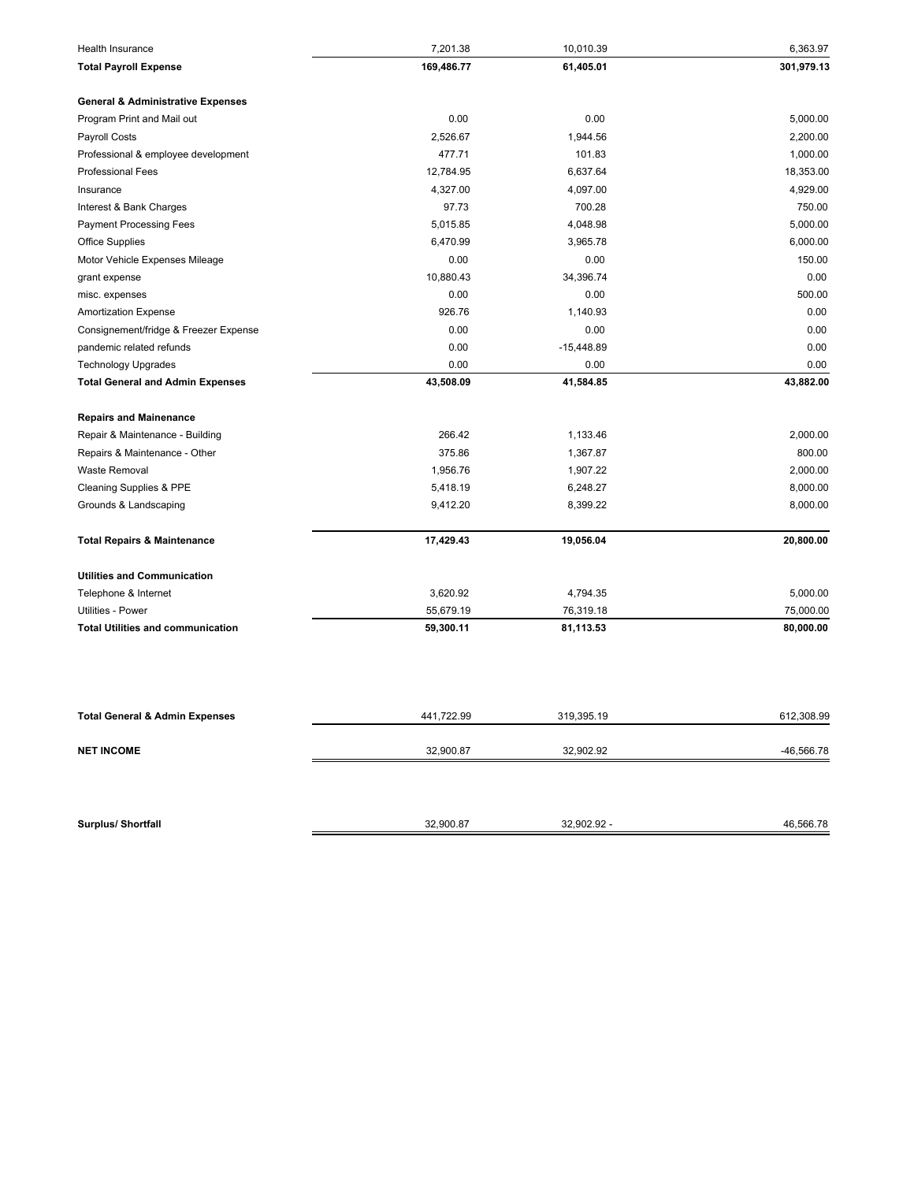| | | | |
|---|---|---|---|
| Health Insurance | 7,201.38 | 10,010.39 | 6,363.97 |
| **Total Payroll Expense** | **169,486.77** | **61,405.01** | **301,979.13** |
| | | | |
| **General & Administrative Expenses** | | | |
| Program Print and Mail out | 0.00 | 0.00 | 5,000.00 |
| Payroll Costs | 2,526.67 | 1,944.56 | 2,200.00 |
| Professional & employee development | 477.71 | 101.83 | 1,000.00 |
| Professional Fees | 12,784.95 | 6,637.64 | 18,353.00 |
| Insurance | 4,327.00 | 4,097.00 | 4,929.00 |
| Interest & Bank Charges | 97.73 | 700.28 | 750.00 |
| Payment Processing Fees | 5,015.85 | 4,048.98 | 5,000.00 |
| Office Supplies | 6,470.99 | 3,965.78 | 6,000.00 |
| Motor Vehicle Expenses Mileage | 0.00 | 0.00 | 150.00 |
| grant expense | 10,880.43 | 34,396.74 | 0.00 |
| misc. expenses | 0.00 | 0.00 | 500.00 |
| Amortization Expense | 926.76 | 1,140.93 | 0.00 |
| Consignement/fridge & Freezer Expense | 0.00 | 0.00 | 0.00 |
| pandemic related refunds | 0.00 | -15,448.89 | 0.00 |
| Technology Upgrades | 0.00 | 0.00 | 0.00 |
| **Total General and Admin Expenses** | **43,508.09** | **41,584.85** | **43,882.00** |
| | | | |
| **Repairs and Mainenance** | | | |
| Repair & Maintenance - Building | 266.42 | 1,133.46 | 2,000.00 |
| Repairs & Maintenance - Other | 375.86 | 1,367.87 | 800.00 |
| Waste Removal | 1,956.76 | 1,907.22 | 2,000.00 |
| Cleaning Supplies & PPE | 5,418.19 | 6,248.27 | 8,000.00 |
| Grounds & Landscaping | 9,412.20 | 8,399.22 | 8,000.00 |
| **Total Repairs & Maintenance** | **17,429.43** | **19,056.04** | **20,800.00** |
| | | | |
| **Utilities and Communication** | | | |
| Telephone & Internet | 3,620.92 | 4,794.35 | 5,000.00 |
| Utilities - Power | 55,679.19 | 76,319.18 | 75,000.00 |
| **Total Utilities and communication** | **59,300.11** | **81,113.53** | **80,000.00** |
| | | | |
| **Total General & Admin Expenses** | 441,722.99 | 319,395.19 | 612,308.99 |
| **NET INCOME** | 32,900.87 | 32,902.92 | -46,566.78 |
| | | | |
| **Surplus/ Shortfall** | 32,900.87 | 32,902.92 - | 46,566.78 |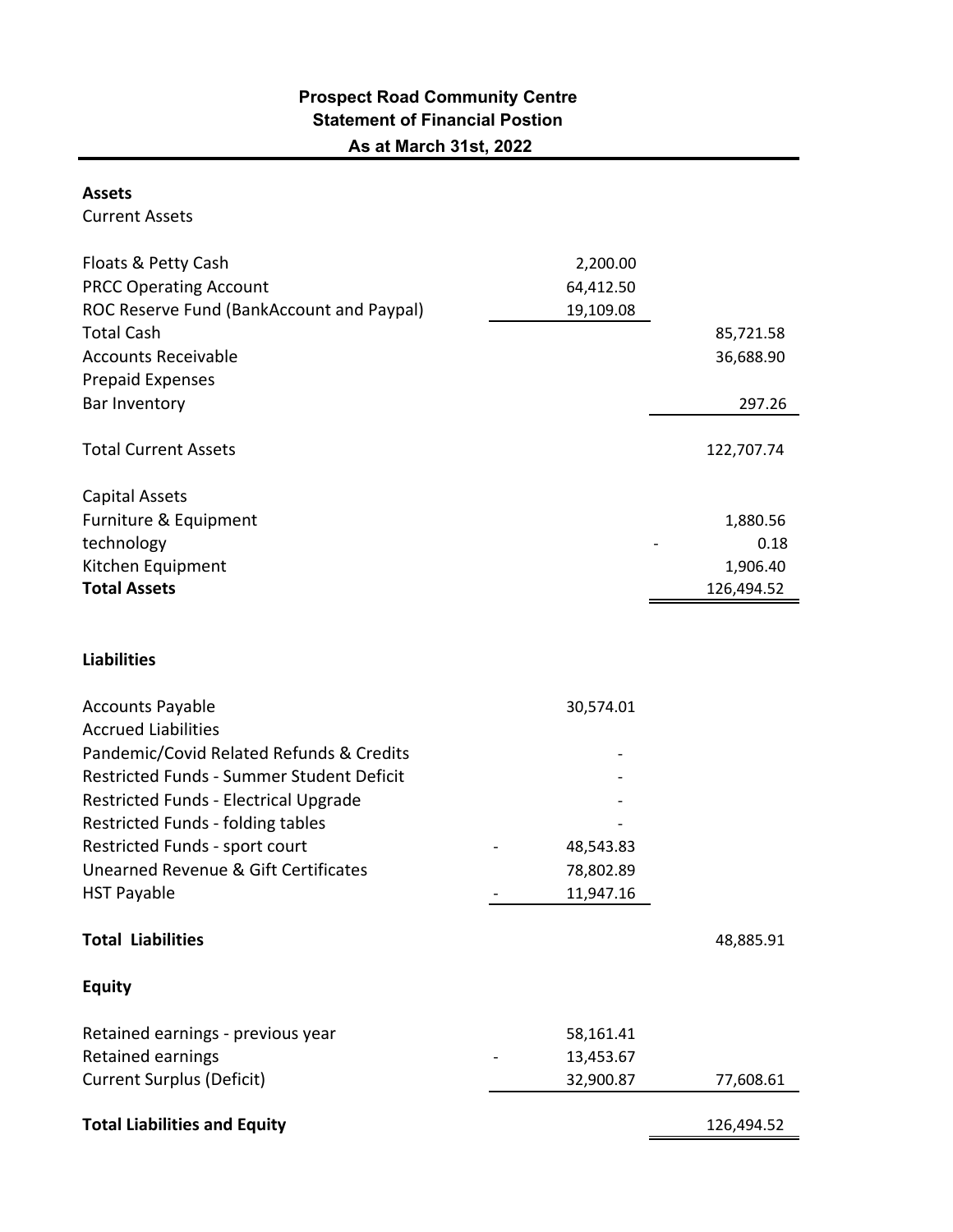**Prospect Road Community Centre**
**Statement of Financial Postion**
**As at March 31st, 2022**

| | | |
|---|---|---|
| **Assets** | | |
| Current Assets | | |
| Floats & Petty Cash | 2,200.00 | |
| PRCC Operating Account | 64,412.50 | |
| ROC Reserve Fund (BankAccount and Paypal) | 19,109.08 | |
| Total Cash | | 85,721.58 |
| Accounts Receivable | | 36,688.90 |
| Prepaid Expenses | | |
| Bar Inventory | | 297.26 |
| Total Current Assets | | 122,707.74 |
| Capital Assets | | |
| Furniture & Equipment | | 1,880.56 |
| technology | | - 0.18 |
| Kitchen Equipment | | 1,906.40 |
| **Total Assets** | | 126,494.52 |
| **Liabilities** | | |
| Accounts Payable | 30,574.01 | |
| Accrued Liabilities | | |
| Pandemic/Covid Related Refunds & Credits | - | |
| Restricted Funds - Summer Student Deficit | - | |
| Restricted Funds - Electrical Upgrade | - | |
| Restricted Funds - folding tables | - | |
| Restricted Funds - sport court | - 48,543.83 | |
| Unearned Revenue & Gift Certificates | 78,802.89 | |
| HST Payable | - 11,947.16 | |
| **Total Liabilities** | | 48,885.91 |
| **Equity** | | |
| Retained earnings - previous year | 58,161.41 | |
| Retained earnings | - 13,453.67 | |
| Current Surplus (Deficit) | 32,900.87 | 77,608.61 |
| **Total Liabilities and Equity** | | 126,494.52 |